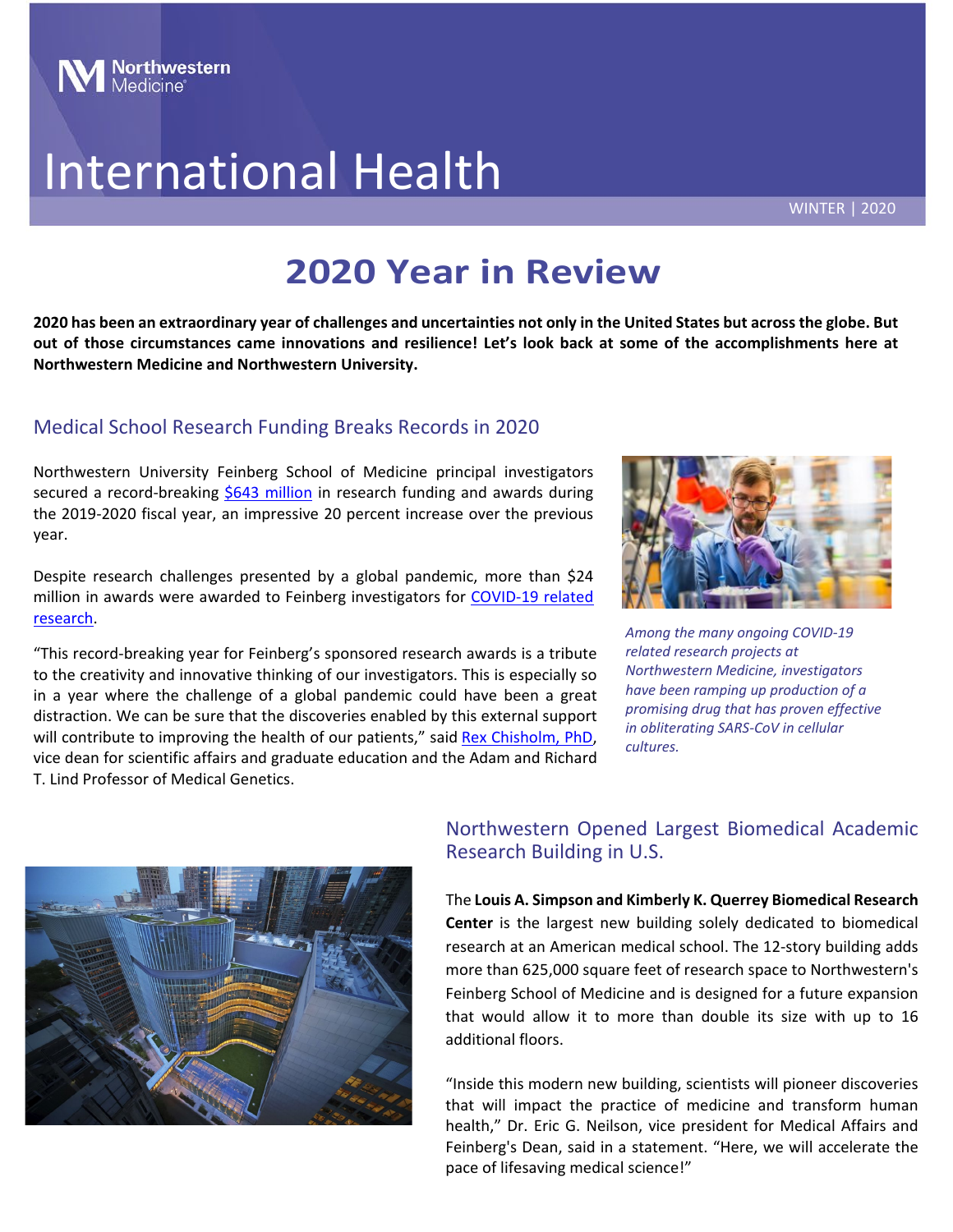Northwestern Medicine

# International Health

WINTER | 2020

# 2020 Year in Review

**2020 has been an extraordinary year of challenges and uncertainties not only in the United States but across the globe. But out of those circumstances came innovations and resilience! Let's look back at some of the accomplishments here at Northwestern Medicine and Northwestern University.**

## Medical School Research Funding Breaks Records in 2020

Northwestern University Feinberg School of Medicine principal investigators secured a record-breaking $643 million in research funding and awards during the 2019-2020 fiscal year, an impressive 20 percent increase over the previous year.

Despite research challenges presented by a global pandemic, more than $24 million in awards were awarded to Feinberg investigators for COVID-19 related research.

"This record-breaking year for Feinberg's sponsored research awards is a tribute to the creativity and innovative thinking of our investigators. This is especially so in a year where the challenge of a global pandemic could have been a great distraction. We can be sure that the discoveries enabled by this external support will contribute to improving the health of our patients," said Rex Chisholm, PhD, vice dean for scientific affairs and graduate education and the Adam and Richard T. Lind Professor of Medical Genetics.

*Among the many ongoing COVID-19 related research projects at Northwestern Medicine, investigators have been ramping up production of a promising drug that has proven effective in obliterating SARS-CoV in cellular cultures.*

## Northwestern Opened Largest Biomedical Academic Research Building in U.S.

The **Louis A. Simpson and Kimberly K. Querrey Biomedical Research Center** is the largest new building solely dedicated to biomedical research at an American medical school. The 12-story building adds more than 625,000 square feet of research space to Northwestern's Feinberg School of Medicine and is designed for a future expansion that would allow it to more than double its size with up to 16 additional floors.

"Inside this modern new building, scientists will pioneer discoveries that will impact the practice of medicine and transform human health," Dr. Eric G. Neilson, vice president for Medical Affairs and Feinberg's Dean, said in a statement. "Here, we will accelerate the pace of lifesaving medical science!"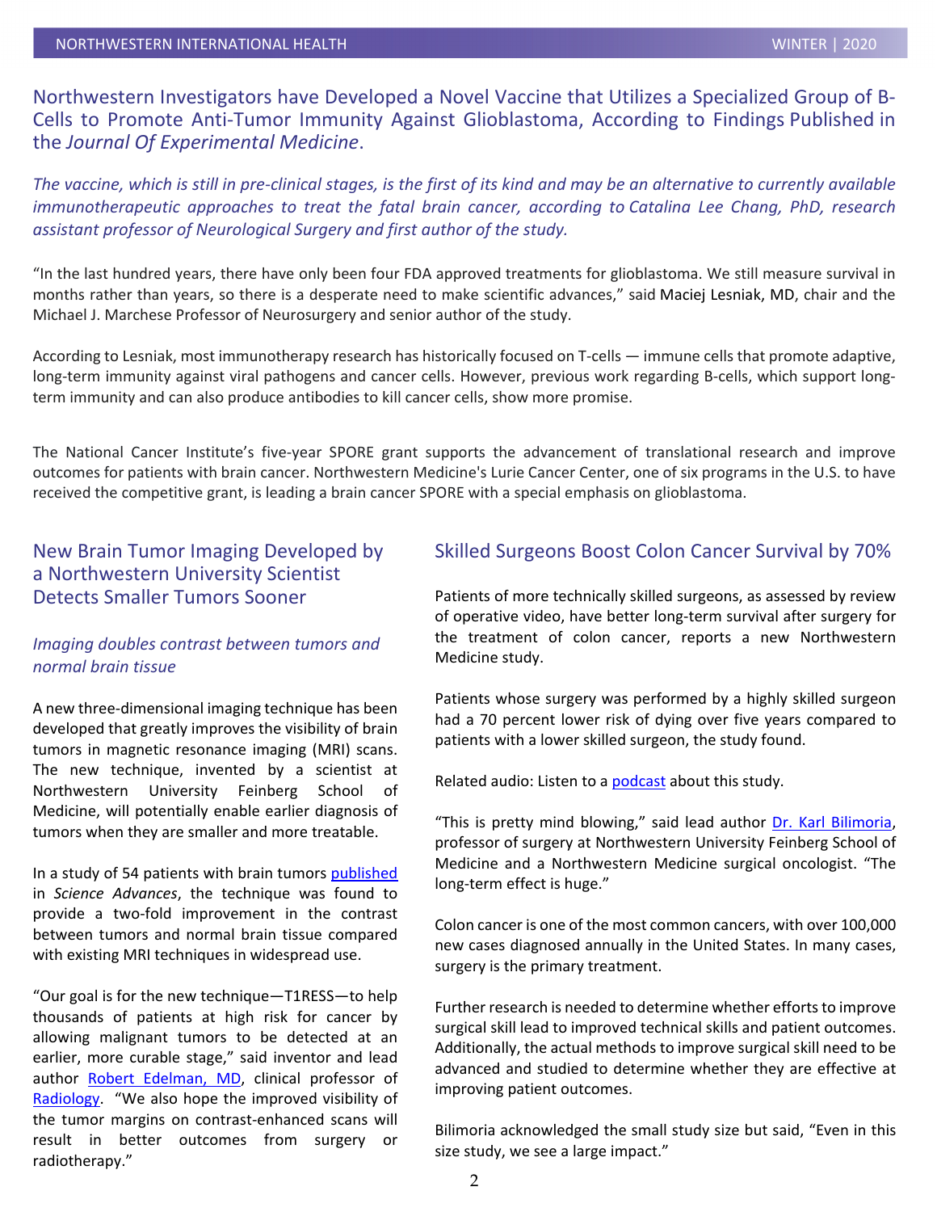## Northwestern Investigators have Developed a Novel Vaccine that Utilizes a Specialized Group of B-Cells to Promote Anti-Tumor Immunity Against Glioblastoma, According to Findings Published in the *Journal Of Experimental Medicine*.

*The vaccine, which is still in pre-clinical stages, is the first of its kind and may be an alternative to currently available immunotherapeutic approaches to treat the fatal brain cancer, according to Catalina Lee Chang, PhD, research assistant professor of Neurological Surgery and first author of the study.*

"In the last hundred years, there have only been four FDA approved treatments for glioblastoma. We still measure survival in months rather than years, so there is a desperate need to make scientific advances," said Maciej Lesniak, MD, chair and the Michael J. Marchese Professor of Neurosurgery and senior author of the study.

According to Lesniak, most immunotherapy research has historically focused on T-cells — immune cells that promote adaptive, long-term immunity against viral pathogens and cancer cells. However, previous work regarding B-cells, which support long-term immunity and can also produce antibodies to kill cancer cells, show more promise.

The National Cancer Institute's five-year SPORE grant supports the advancement of translational research and improve outcomes for patients with brain cancer. Northwestern Medicine's Lurie Cancer Center, one of six programs in the U.S. to have received the competitive grant, is leading a brain cancer SPORE with a special emphasis on glioblastoma.

## New Brain Tumor Imaging Developed by a Northwestern University Scientist Detects Smaller Tumors Sooner

*Imaging doubles contrast between tumors and normal brain tissue*

A new three-dimensional imaging technique has been developed that greatly improves the visibility of brain tumors in magnetic resonance imaging (MRI) scans. The new technique, invented by a scientist at Northwestern University Feinberg School of Medicine, will potentially enable earlier diagnosis of tumors when they are smaller and more treatable.

In a study of 54 patients with brain tumors published in *Science Advances*, the technique was found to provide a two-fold improvement in the contrast between tumors and normal brain tissue compared with existing MRI techniques in widespread use.

"Our goal is for the new technique—T1RESS—to help thousands of patients at high risk for cancer by allowing malignant tumors to be detected at an earlier, more curable stage," said inventor and lead author Robert Edelman, MD, clinical professor of Radiology. "We also hope the improved visibility of the tumor margins on contrast-enhanced scans will result in better outcomes from surgery or radiotherapy."

## Skilled Surgeons Boost Colon Cancer Survival by 70%

Patients of more technically skilled surgeons, as assessed by review of operative video, have better long-term survival after surgery for the treatment of colon cancer, reports a new Northwestern Medicine study.

Patients whose surgery was performed by a highly skilled surgeon had a 70 percent lower risk of dying over five years compared to patients with a lower skilled surgeon, the study found.

Related audio: Listen to a podcast about this study.

"This is pretty mind blowing," said lead author Dr. Karl Bilimoria, professor of surgery at Northwestern University Feinberg School of Medicine and a Northwestern Medicine surgical oncologist. "The long-term effect is huge."

Colon cancer is one of the most common cancers, with over 100,000 new cases diagnosed annually in the United States. In many cases, surgery is the primary treatment.

Further research is needed to determine whether efforts to improve surgical skill lead to improved technical skills and patient outcomes. Additionally, the actual methods to improve surgical skill need to be advanced and studied to determine whether they are effective at improving patient outcomes.

Bilimoria acknowledged the small study size but said, "Even in this size study, we see a large impact."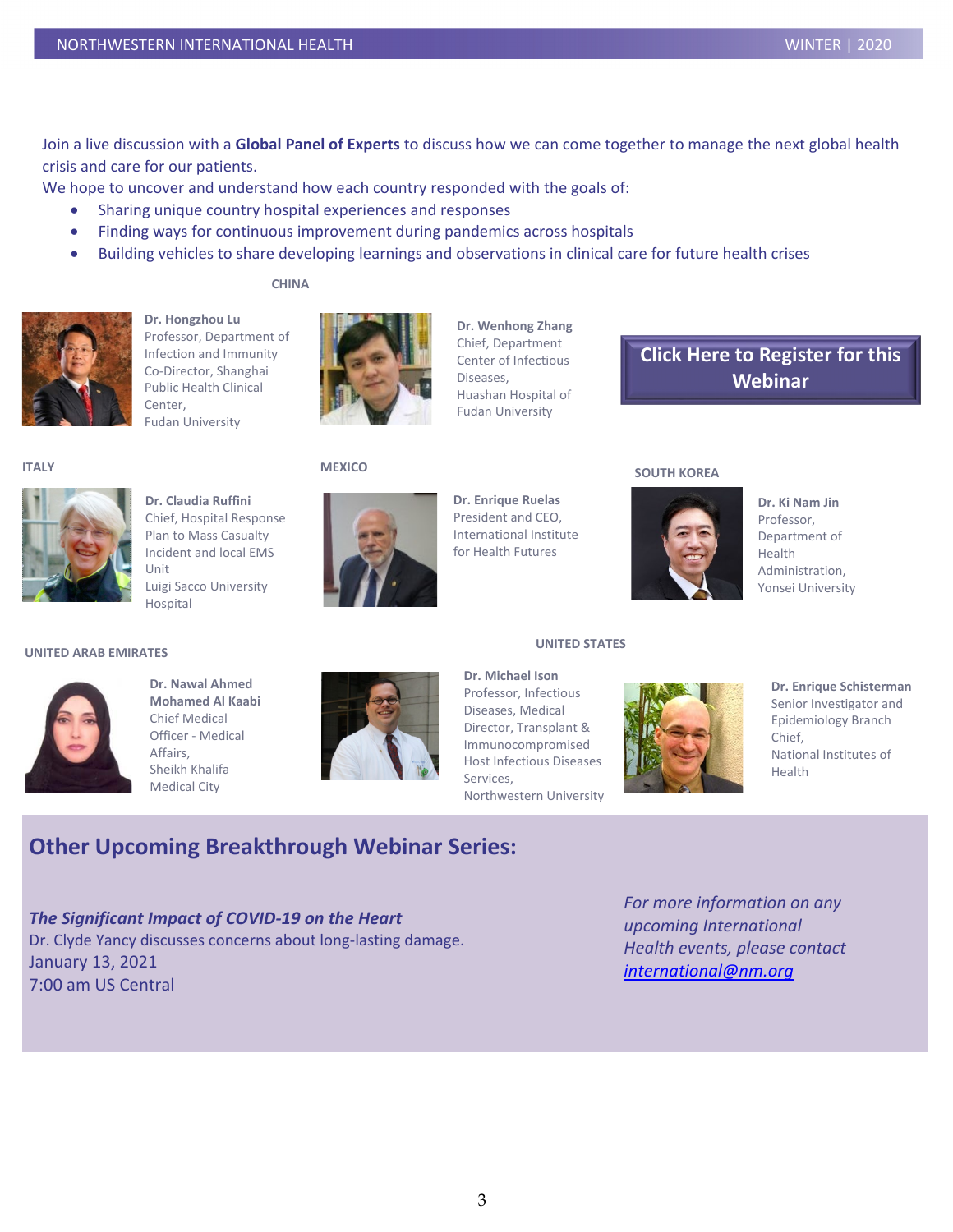Join a live discussion with a **Global Panel of Experts** to discuss how we can come together to manage the next global health crisis and care for our patients.

We hope to uncover and understand how each country responded with the goals of:

- Sharing unique country hospital experiences and responses
- Finding ways for continuous improvement during pandemics across hospitals
- Building vehicles to share developing learnings and observations in clinical care for future health crises

**CHINA**

**Dr. Hongzhou Lu**
Professor, Department of Infection and Immunity
Co-Director, Shanghai Public Health Clinical Center,
Fudan University

**Dr. Wenhong Zhang**
Chief, Department Center of Infectious Diseases,
Huashan Hospital of Fudan University

**Click Here to Register for this Webinar**

**ITALY**

**Dr. Claudia Ruffini**
Chief, Hospital Response Plan to Mass Casualty Incident and local EMS Unit
Luigi Sacco University Hospital

**MEXICO**

**Dr. Enrique Ruelas**
President and CEO, International Institute for Health Futures

**SOUTH KOREA**

**Dr. Ki Nam Jin**
Professor, Department of Health Administration,
Yonsei University

**UNITED ARAB EMIRATES**

**Dr. Nawal Ahmed Mohamed Al Kaabi**
Chief Medical Officer - Medical Affairs,
Sheikh Khalifa Medical City

**UNITED STATES**

**Dr. Michael Ison**
Professor, Infectious Diseases, Medical Director, Transplant & Immunocompromised Host Infectious Diseases Services,
Northwestern University

**Dr. Enrique Schisterman**
Senior Investigator and Epidemiology Branch Chief,
National Institutes of Health

## Other Upcoming Breakthrough Webinar Series:

***The Significant Impact of COVID-19 on the Heart***
Dr. Clyde Yancy discusses concerns about long-lasting damage.
January 13, 2021
7:00 am US Central

*For more information on any upcoming International Health events, please contact [international@nm.org](mailto:international@nm.org)*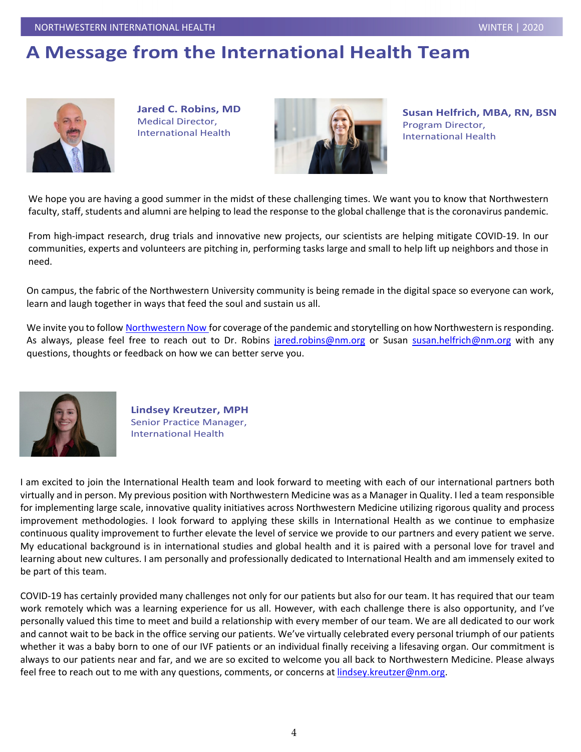# A Message from the International Health Team

**Jared C. Robins, MD**
Medical Director,
International Health

**Susan Helfrich, MBA, RN, BSN**
Program Director,
International Health

We hope you are having a good summer in the midst of these challenging times. We want you to know that Northwestern faculty, staff, students and alumni are helping to lead the response to the global challenge that is the coronavirus pandemic.

From high-impact research, drug trials and innovative new projects, our scientists are helping mitigate COVID-19. In our communities, experts and volunteers are pitching in, performing tasks large and small to help lift up neighbors and those in need.

On campus, the fabric of the Northwestern University community is being remade in the digital space so everyone can work, learn and laugh together in ways that feed the soul and sustain us all.

We invite you to follow Northwestern Now for coverage of the pandemic and storytelling on how Northwestern is responding. As always, please feel free to reach out to Dr. Robins jared.robins@nm.org or Susan susan.helfrich@nm.org with any questions, thoughts or feedback on how we can better serve you.

**Lindsey Kreutzer, MPH**
Senior Practice Manager,
International Health

I am excited to join the International Health team and look forward to meeting with each of our international partners both virtually and in person. My previous position with Northwestern Medicine was as a Manager in Quality. I led a team responsible for implementing large scale, innovative quality initiatives across Northwestern Medicine utilizing rigorous quality and process improvement methodologies. I look forward to applying these skills in International Health as we continue to emphasize continuous quality improvement to further elevate the level of service we provide to our partners and every patient we serve. My educational background is in international studies and global health and it is paired with a personal love for travel and learning about new cultures. I am personally and professionally dedicated to International Health and am immensely exited to be part of this team.

COVID-19 has certainly provided many challenges not only for our patients but also for our team. It has required that our team work remotely which was a learning experience for us all. However, with each challenge there is also opportunity, and I've personally valued this time to meet and build a relationship with every member of our team. We are all dedicated to our work and cannot wait to be back in the office serving our patients. We've virtually celebrated every personal triumph of our patients whether it was a baby born to one of our IVF patients or an individual finally receiving a lifesaving organ. Our commitment is always to our patients near and far, and we are so excited to welcome you all back to Northwestern Medicine. Please always feel free to reach out to me with any questions, comments, or concerns at lindsey.kreutzer@nm.org.